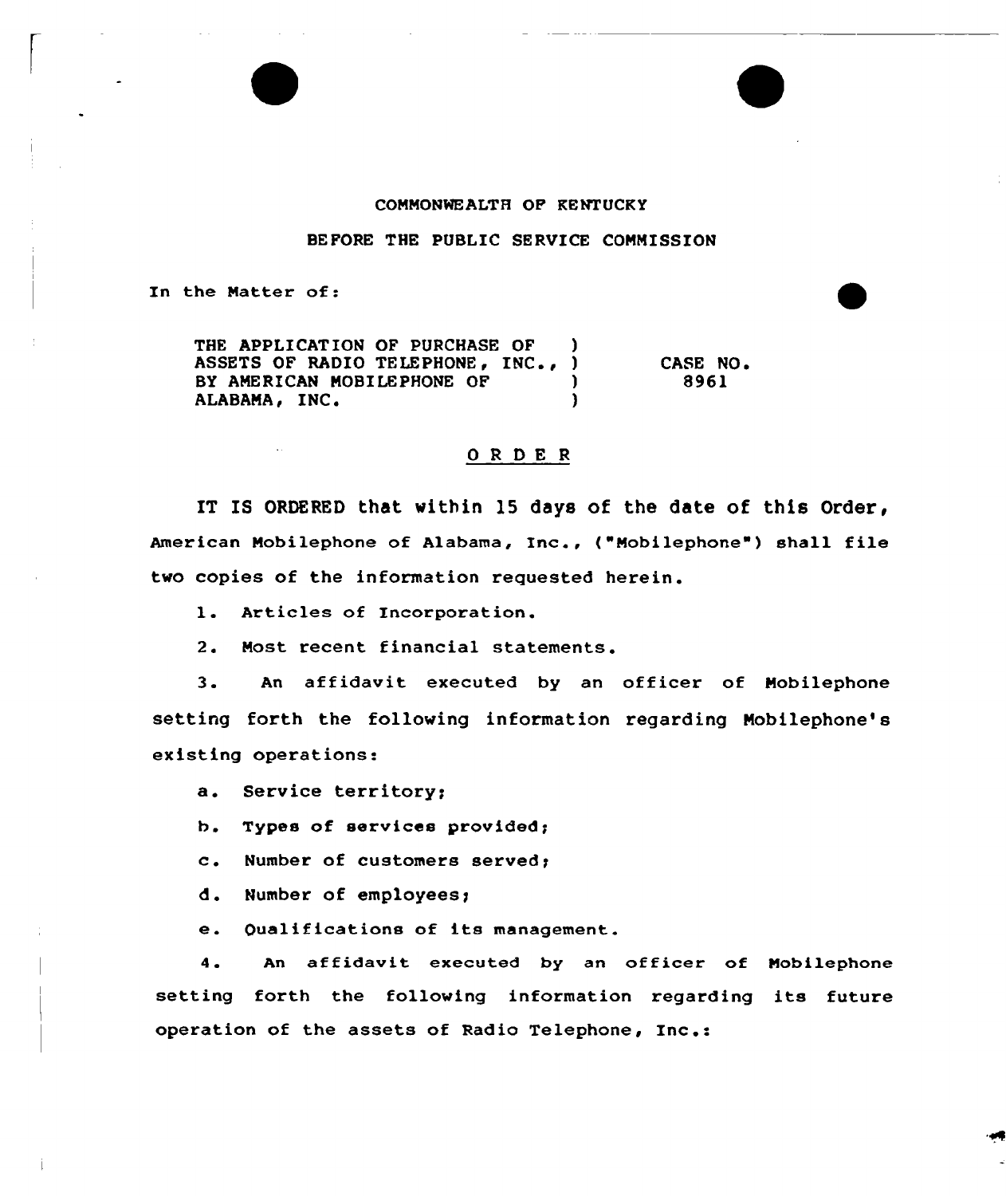COMMONWEALTH OF KENTUCKY

BEFORE THE PUBLIC SERVICE COMMISSION

In the Matter of:

| | | |
|---|---|---|
| THE APPLICATION OF PURCHASE OF ASSETS OF RADIO TELEPHONE, INC., BY AMERICAN MOBILEPHONE OF ALABAMA, INC. | ) ) ) ) | CASE NO. 8961 |

## O R D E R

IT IS ORDERED that within 15 days of the date of this Order, American Mobilephone of Alabama, Inc., ("Mobilephone") shall file two copies of the information requested herein.

1. Articles of Incorporation.

2. Most recent financial statements.

3. An affidavit executed by an officer of Mobilephone setting forth the following information regarding Mobilephone's existing operations:

   a. Service territory;

   b. Types of services provided;

   c. Number of customers served;

   d. Number of employees;

   e. Qualifications of its management.

4. An affidavit executed by an officer of Mobilephone setting forth the following information regarding its future operation of the assets of Radio Telephone, Inc.: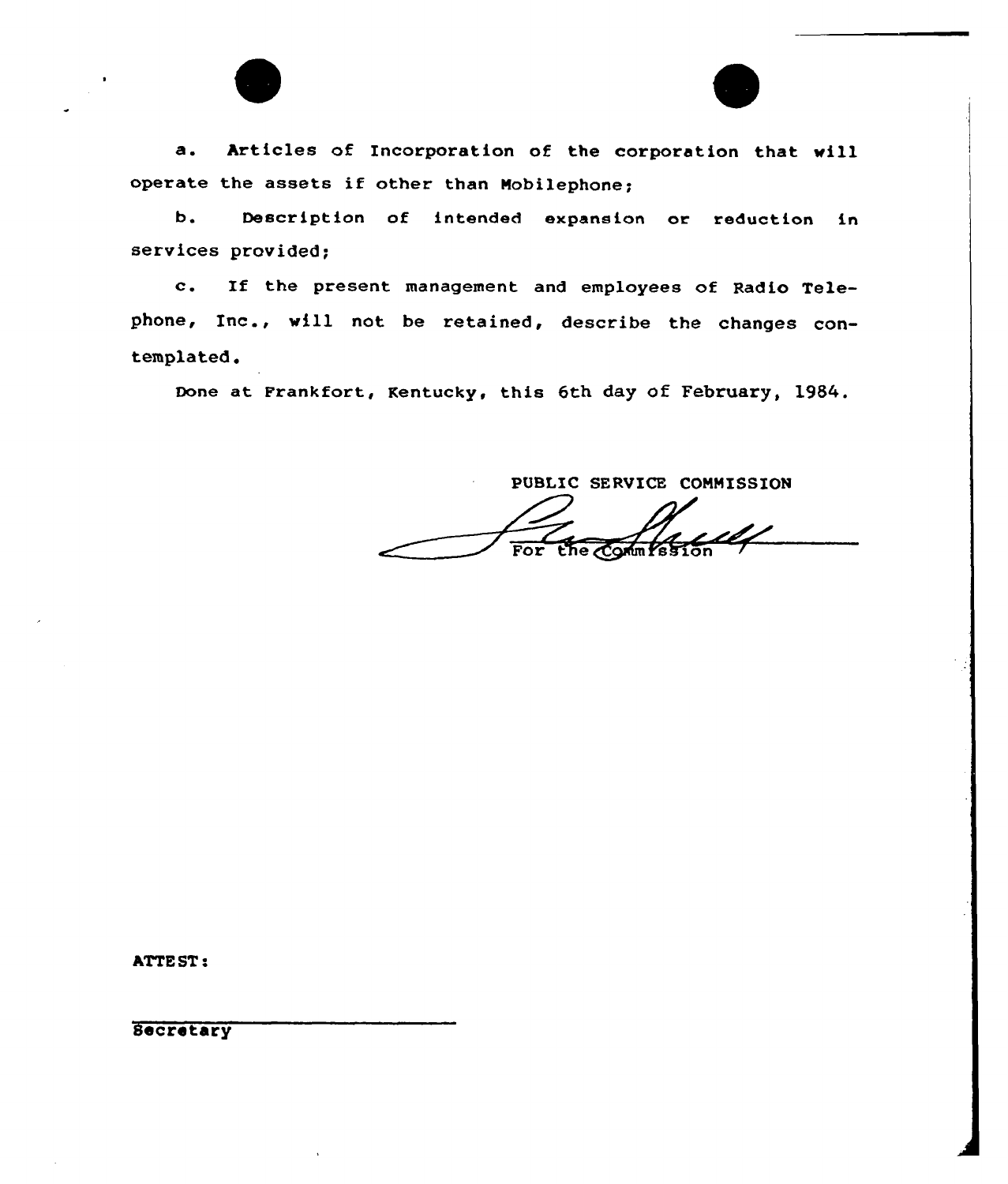a. Articles of Incorporation of the corporation that will operate the assets if other than Mobilephone;

b. Description of intended expansion or reduction in services provided;

c. If the present management and employees of Radio Telephone, Inc., will not be retained, describe the changes contemplated.

Done at Frankfort, Kentucky, this 6th day of February, 1984.

PUBLIC SERVICE COMMISSION

For the Commission

ATTEST:

Secretary